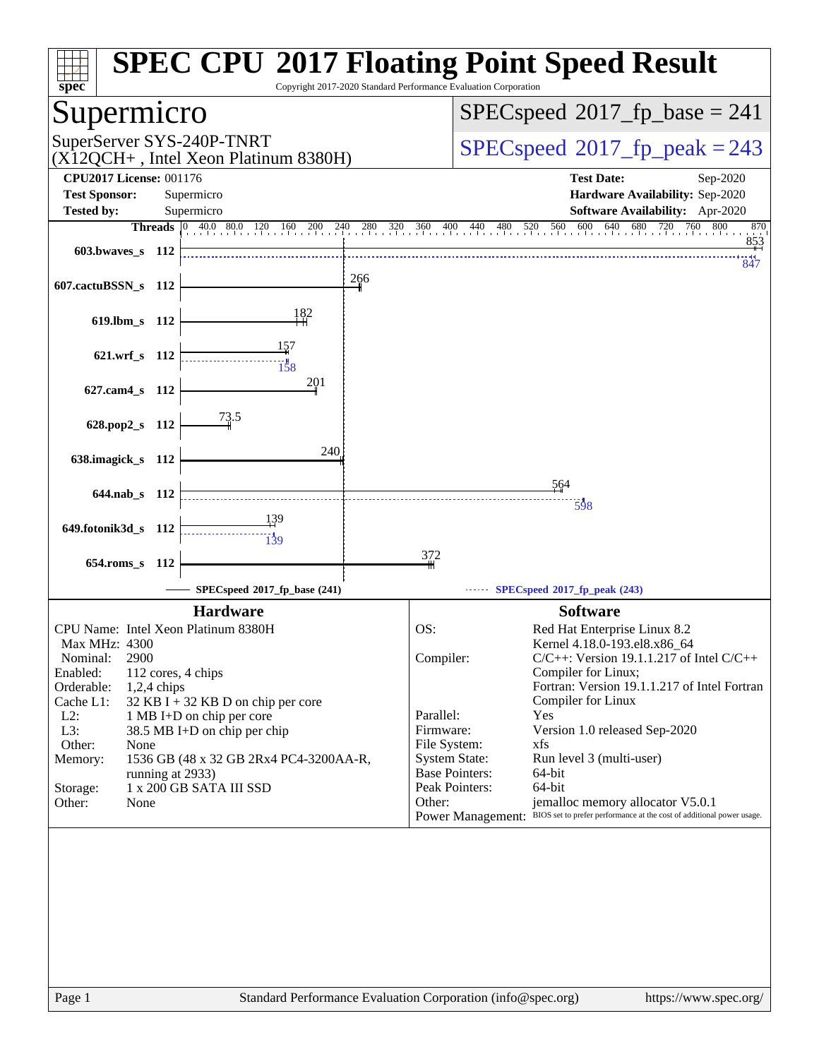# SPEC CPU 2017 Floating Point Speed Result

Copyright 2017-2020 Standard Performance Evaluation Corporation

## Supermicro

SuperServer SYS-240P-TNRT (X12QCH+ , Intel Xeon Platinum 8380H)

SPECspeed 2017_fp_base = 241

SPECspeed 2017_fp_peak = 243

**CPU2017 License:** 001176
**Test Sponsor:** Supermicro
**Tested by:** Supermicro

**Test Date:** Sep-2020
**Hardware Availability:** Sep-2020
**Software Availability:** Apr-2020

| Benchmark | Threads | Base | Peak |
|---|---|---|---|
| 603.bwaves_s | 112 | 853 | 847 |
| 607.cactuBSSN_s | 112 | 266 | |
| 619.lbm_s | 112 | 182 | |
| 621.wrf_s | 112 | 157 | 158 |
| 627.cam4_s | 112 | 201 | |
| 628.pop2_s | 112 | 73.5 | |
| 638.imagick_s | 112 | 240 | |
| 644.nab_s | 112 | 564 | 598 |
| 649.fotonik3d_s | 112 | 139 | 139 |
| 654.roms_s | 112 | 372 | |

SPECspeed 2017_fp_base (241) — SPECspeed 2017_fp_peak (243)

### Hardware

| | |
|---|---|
| CPU Name: | Intel Xeon Platinum 8380H |
| Max MHz: | 4300 |
| Nominal: | 2900 |
| Enabled: | 112 cores, 4 chips |
| Orderable: | 1,2,4 chips |
| Cache L1: | 32 KB I + 32 KB D on chip per core |
| L2: | 1 MB I+D on chip per core |
| L3: | 38.5 MB I+D on chip per chip |
| Other: | None |
| Memory: | 1536 GB (48 x 32 GB 2Rx4 PC4-3200AA-R, running at 2933) |
| Storage: | 1 x 200 GB SATA III SSD |
| Other: | None |

### Software

| | |
|---|---|
| OS: | Red Hat Enterprise Linux 8.2 Kernel 4.18.0-193.el8.x86_64 |
| Compiler: | C/C++: Version 19.1.1.217 of Intel C/C++ Compiler for Linux; Fortran: Version 19.1.1.217 of Intel Fortran Compiler for Linux |
| Parallel: | Yes |
| Firmware: | Version 1.0 released Sep-2020 |
| File System: | xfs |
| System State: | Run level 3 (multi-user) |
| Base Pointers: | 64-bit |
| Peak Pointers: | 64-bit |
| Other: | jemalloc memory allocator V5.0.1 |
| Power Management: | BIOS set to prefer performance at the cost of additional power usage. |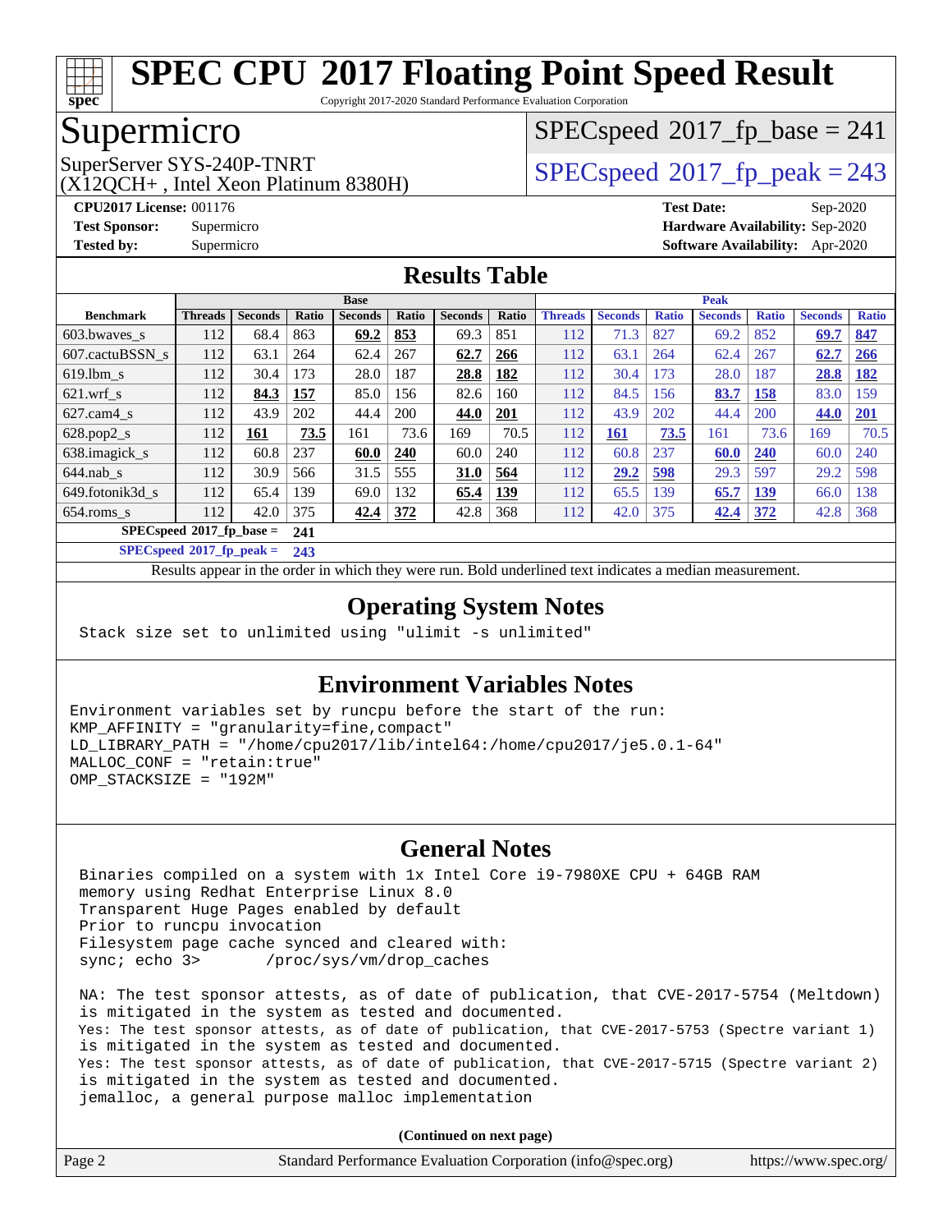# SPEC CPU 2017 Floating Point Speed Result

Copyright 2017-2020 Standard Performance Evaluation Corporation

## Supermicro

SuperServer SYS-240P-TNRT
(X12QCH+ , Intel Xeon Platinum 8380H)

SPECspeed 2017_fp_base = 241

SPECspeed 2017_fp_peak = 243

**CPU2017 License:** 001176
**Test Sponsor:** Supermicro
**Tested by:** Supermicro

**Test Date:** Sep-2020
**Hardware Availability:** Sep-2020
**Software Availability:** Apr-2020

## Results Table

| Benchmark | Base | | | | | | | Peak | | | | | | |
|---|---|---|---|---|---|---|---|---|---|---|---|---|---|---|
| | Threads | Seconds | Ratio | Seconds | Ratio | Seconds | Ratio | Threads | Seconds | Ratio | Seconds | Ratio | Seconds | Ratio |
| 603.bwaves_s | 112 | 68.4 | 863 | **69.2** | **853** | 69.3 | 851 | 112 | 71.3 | 827 | 69.2 | 852 | **69.7** | **847** |
| 607.cactuBSSN_s | 112 | 63.1 | 264 | 62.4 | 267 | **62.7** | **266** | 112 | 63.1 | 264 | 62.4 | 267 | **62.7** | **266** |
| 619.lbm_s | 112 | 30.4 | 173 | 28.0 | 187 | **28.8** | **182** | 112 | 30.4 | 173 | 28.0 | 187 | **28.8** | **182** |
| 621.wrf_s | 112 | **84.3** | **157** | 85.0 | 156 | 82.6 | 160 | 112 | 84.5 | 156 | **83.7** | **158** | 83.0 | 159 |
| 627.cam4_s | 112 | 43.9 | 202 | 44.4 | 200 | **44.0** | **201** | 112 | 43.9 | 202 | 44.4 | 200 | **44.0** | **201** |
| 628.pop2_s | 112 | **161** | **73.5** | 161 | 73.6 | 169 | 70.5 | 112 | **161** | **73.5** | 161 | 73.6 | 169 | 70.5 |
| 638.imagick_s | 112 | 60.8 | 237 | **60.0** | **240** | 60.0 | 240 | 112 | 60.8 | 237 | **60.0** | **240** | 60.0 | 240 |
| 644.nab_s | 112 | 30.9 | 566 | 31.5 | 555 | **31.0** | **564** | 112 | **29.2** | **598** | 29.3 | 597 | 29.2 | 598 |
| 649.fotonik3d_s | 112 | 65.4 | 139 | 69.0 | 132 | **65.4** | **139** | 112 | 65.5 | 139 | **65.7** | **139** | 66.0 | 138 |
| 654.roms_s | 112 | 42.0 | 375 | **42.4** | **372** | 42.8 | 368 | 112 | 42.0 | 375 | **42.4** | **372** | 42.8 | 368 |

**SPECspeed 2017_fp_base = 241**

**SPECspeed 2017_fp_peak = 243**

Results appear in the order in which they were run. Bold underlined text indicates a median measurement.

## Operating System Notes

```
Stack size set to unlimited using "ulimit -s unlimited"
```

## Environment Variables Notes

```
Environment variables set by runcpu before the start of the run:
KMP_AFFINITY = "granularity=fine,compact"
LD_LIBRARY_PATH = "/home/cpu2017/lib/intel64:/home/cpu2017/je5.0.1-64"
MALLOC_CONF = "retain:true"
OMP_STACKSIZE = "192M"
```

## General Notes

```
Binaries compiled on a system with 1x Intel Core i9-7980XE CPU + 64GB RAM
memory using Redhat Enterprise Linux 8.0
Transparent Huge Pages enabled by default
Prior to runcpu invocation
Filesystem page cache synced and cleared with:
sync; echo 3>       /proc/sys/vm/drop_caches

NA: The test sponsor attests, as of date of publication, that CVE-2017-5754 (Meltdown)
is mitigated in the system as tested and documented.
Yes: The test sponsor attests, as of date of publication, that CVE-2017-5753 (Spectre variant 1)
is mitigated in the system as tested and documented.
Yes: The test sponsor attests, as of date of publication, that CVE-2017-5715 (Spectre variant 2)
is mitigated in the system as tested and documented.
jemalloc, a general purpose malloc implementation
```

**(Continued on next page)**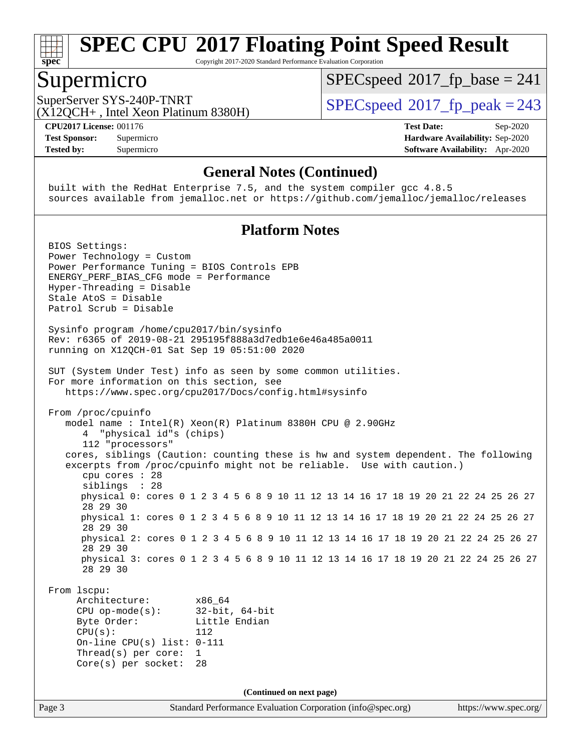## General Notes (Continued)

```
built with the RedHat Enterprise 7.5, and the system compiler gcc 4.8.5
sources available from jemalloc.net or https://github.com/jemalloc/jemalloc/releases
```

## Platform Notes

```
BIOS Settings:
Power Technology = Custom
Power Performance Tuning = BIOS Controls EPB
ENERGY_PERF_BIAS_CFG mode = Performance
Hyper-Threading = Disable
Stale AtoS = Disable
Patrol Scrub = Disable

Sysinfo program /home/cpu2017/bin/sysinfo
Rev: r6365 of 2019-08-21 295195f888a3d7edb1e6e46a485a0011
running on X12QCH-01 Sat Sep 19 05:51:00 2020

SUT (System Under Test) info as seen by some common utilities.
For more information on this section, see
   https://www.spec.org/cpu2017/Docs/config.html#sysinfo

From /proc/cpuinfo
   model name : Intel(R) Xeon(R) Platinum 8380H CPU @ 2.90GHz
      4  "physical id"s (chips)
      112 "processors"
   cores, siblings (Caution: counting these is hw and system dependent. The following
   excerpts from /proc/cpuinfo might not be reliable.  Use with caution.)
      cpu cores : 28
      siblings  : 28
      physical 0: cores 0 1 2 3 4 5 6 8 9 10 11 12 13 14 16 17 18 19 20 21 22 24 25 26 27
      28 29 30
      physical 1: cores 0 1 2 3 4 5 6 8 9 10 11 12 13 14 16 17 18 19 20 21 22 24 25 26 27
      28 29 30
      physical 2: cores 0 1 2 3 4 5 6 8 9 10 11 12 13 14 16 17 18 19 20 21 22 24 25 26 27
      28 29 30
      physical 3: cores 0 1 2 3 4 5 6 8 9 10 11 12 13 14 16 17 18 19 20 21 22 24 25 26 27
      28 29 30

From lscpu:
     Architecture:          x86_64
     CPU op-mode(s):        32-bit, 64-bit
     Byte Order:            Little Endian
     CPU(s):                112
     On-line CPU(s) list: 0-111
     Thread(s) per core:  1
     Core(s) per socket:  28
```

**(Continued on next page)**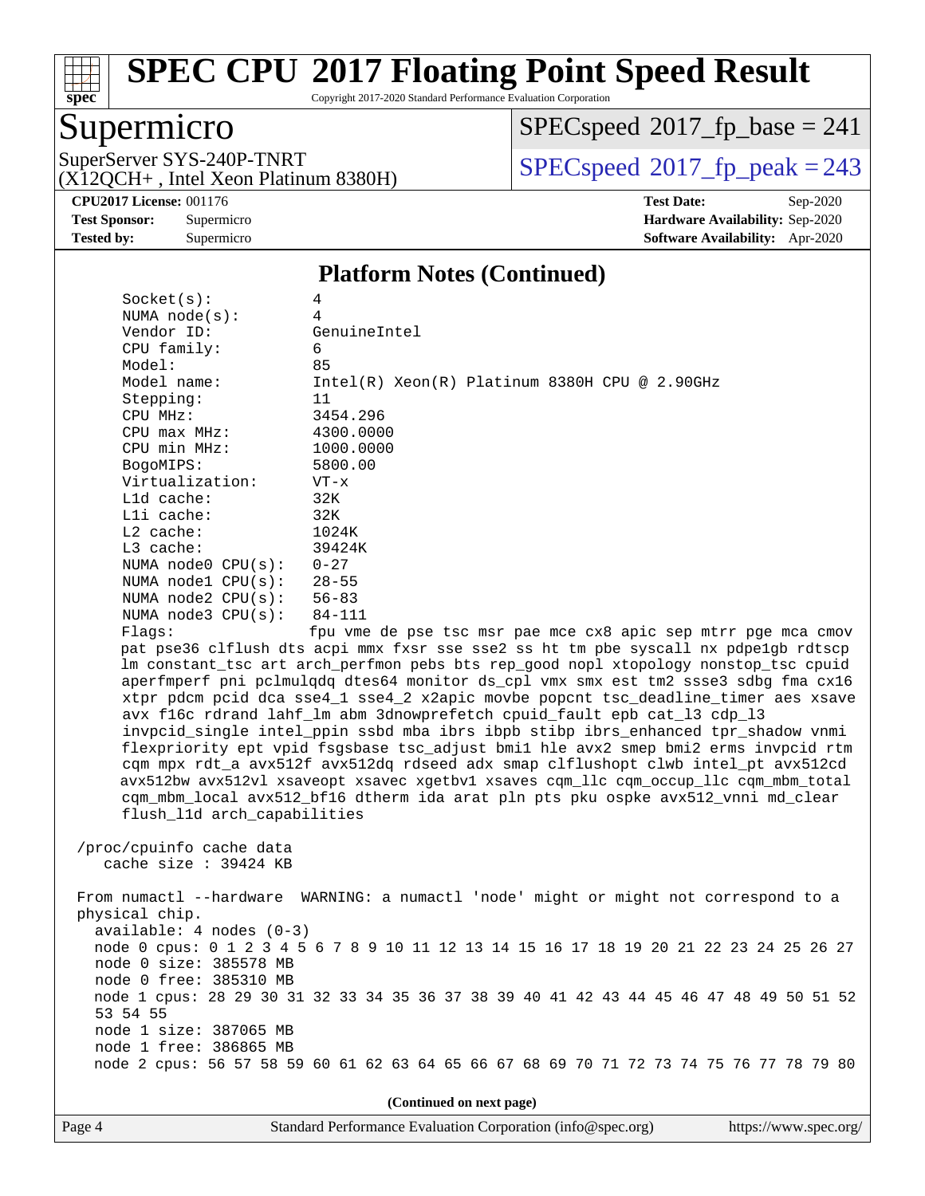## Platform Notes (Continued)

```
Socket(s):             4
NUMA node(s):          4
Vendor ID:             GenuineIntel
CPU family:            6
Model:                 85
Model name:            Intel(R) Xeon(R) Platinum 8380H CPU @ 2.90GHz
Stepping:              11
CPU MHz:               3454.296
CPU max MHz:           4300.0000
CPU min MHz:           1000.0000
BogoMIPS:              5800.00
Virtualization:        VT-x
L1d cache:             32K
L1i cache:             32K
L2 cache:              1024K
L3 cache:              39424K
NUMA node0 CPU(s):     0-27
NUMA node1 CPU(s):     28-55
NUMA node2 CPU(s):     56-83
NUMA node3 CPU(s):     84-111
Flags:                 fpu vme de pse tsc msr pae mce cx8 apic sep mtrr pge mca cmov
pat pse36 clflush dts acpi mmx fxsr sse sse2 ss ht tm pbe syscall nx pdpe1gb rdtscp
lm constant_tsc art arch_perfmon pebs bts rep_good nopl xtopology nonstop_tsc cpuid
aperfmperf pni pclmulqdq dtes64 monitor ds_cpl vmx smx est tm2 ssse3 sdbg fma cx16
xtpr pdcm pcid dca sse4_1 sse4_2 x2apic movbe popcnt tsc_deadline_timer aes xsave
avx f16c rdrand lahf_lm abm 3dnowprefetch cpuid_fault epb cat_l3 cdp_l3
invpcid_single intel_ppin ssbd mba ibrs ibpb stibp ibrs_enhanced tpr_shadow vnmi
flexpriority ept vpid fsgsbase tsc_adjust bmi1 hle avx2 smep bmi2 erms invpcid rtm
cqm mpx rdt_a avx512f avx512dq rdseed adx smap clflushopt clwb intel_pt avx512cd
avx512bw avx512vl xsaveopt xsavec xgetbv1 xsaves cqm_llc cqm_occup_llc cqm_mbm_total
cqm_mbm_local avx512_bf16 dtherm ida arat pln pts pku ospke avx512_vnni md_clear
flush_l1d arch_capabilities

/proc/cpuinfo cache data
   cache size : 39424 KB

From numactl --hardware  WARNING: a numactl 'node' might or might not correspond to a
physical chip.
  available: 4 nodes (0-3)
  node 0 cpus: 0 1 2 3 4 5 6 7 8 9 10 11 12 13 14 15 16 17 18 19 20 21 22 23 24 25 26 27
  node 0 size: 385578 MB
  node 0 free: 385310 MB
  node 1 cpus: 28 29 30 31 32 33 34 35 36 37 38 39 40 41 42 43 44 45 46 47 48 49 50 51 52
  53 54 55
  node 1 size: 387065 MB
  node 1 free: 386865 MB
  node 2 cpus: 56 57 58 59 60 61 62 63 64 65 66 67 68 69 70 71 72 73 74 75 76 77 78 79 80
```

(Continued on next page)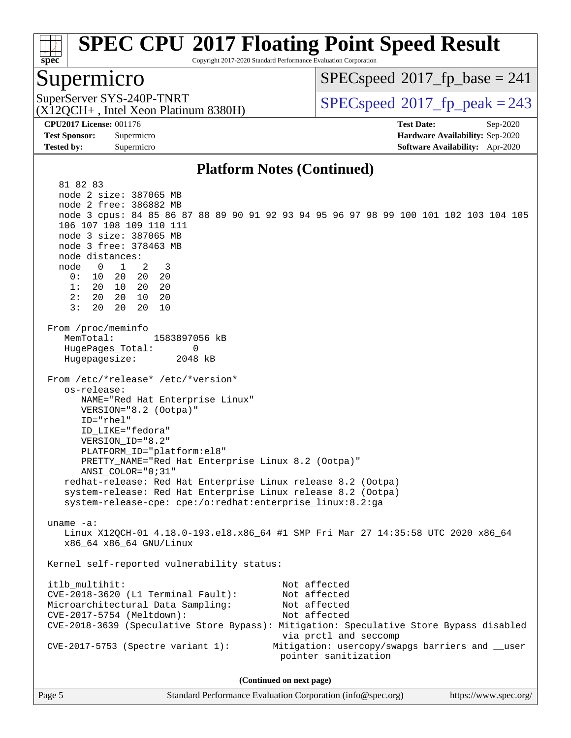# SPEC CPU 2017 Floating Point Speed Result

Copyright 2017-2020 Standard Performance Evaluation Corporation

## Supermicro

SuperServer SYS-240P-TNRT
(X12QCH+ , Intel Xeon Platinum 8380H)

SPECspeed 2017_fp_base = 241

SPECspeed 2017_fp_peak = 243

**CPU2017 License:** 001176
**Test Sponsor:** Supermicro
**Tested by:** Supermicro

**Test Date:** Sep-2020
**Hardware Availability:** Sep-2020
**Software Availability:** Apr-2020

### Platform Notes (Continued)

```
    81 82 83
    node 2 size: 387065 MB
    node 2 free: 386882 MB
    node 3 cpus: 84 85 86 87 88 89 90 91 92 93 94 95 96 97 98 99 100 101 102 103 104 105
    106 107 108 109 110 111
    node 3 size: 387065 MB
    node 3 free: 378463 MB
    node distances:
    node   0   1   2   3
      0:  10  20  20  20
      1:  20  10  20  20
      2:  20  20  10  20
      3:  20  20  20  10

 From /proc/meminfo
    MemTotal:       1583897056 kB
    HugePages_Total:       0
    Hugepagesize:       2048 kB

 From /etc/*release* /etc/*version*
    os-release:
       NAME="Red Hat Enterprise Linux"
       VERSION="8.2 (Ootpa)"
       ID="rhel"
       ID_LIKE="fedora"
       VERSION_ID="8.2"
       PLATFORM_ID="platform:el8"
       PRETTY_NAME="Red Hat Enterprise Linux 8.2 (Ootpa)"
       ANSI_COLOR="0;31"
    redhat-release: Red Hat Enterprise Linux release 8.2 (Ootpa)
    system-release: Red Hat Enterprise Linux release 8.2 (Ootpa)
    system-release-cpe: cpe:/o:redhat:enterprise_linux:8.2:ga

 uname -a:
    Linux X12QCH-01 4.18.0-193.el8.x86_64 #1 SMP Fri Mar 27 14:35:58 UTC 2020 x86_64
    x86_64 x86_64 GNU/Linux

 Kernel self-reported vulnerability status:

 itlb_multihit:                                   Not affected
 CVE-2018-3620 (L1 Terminal Fault):               Not affected
 Microarchitectural Data Sampling:                Not affected
 CVE-2017-5754 (Meltdown):                        Not affected
 CVE-2018-3639 (Speculative Store Bypass): Mitigation: Speculative Store Bypass disabled
                                                  via prctl and seccomp
 CVE-2017-5753 (Spectre variant 1):              Mitigation: usercopy/swapgs barriers and __user
                                                  pointer sanitization
```

(Continued on next page)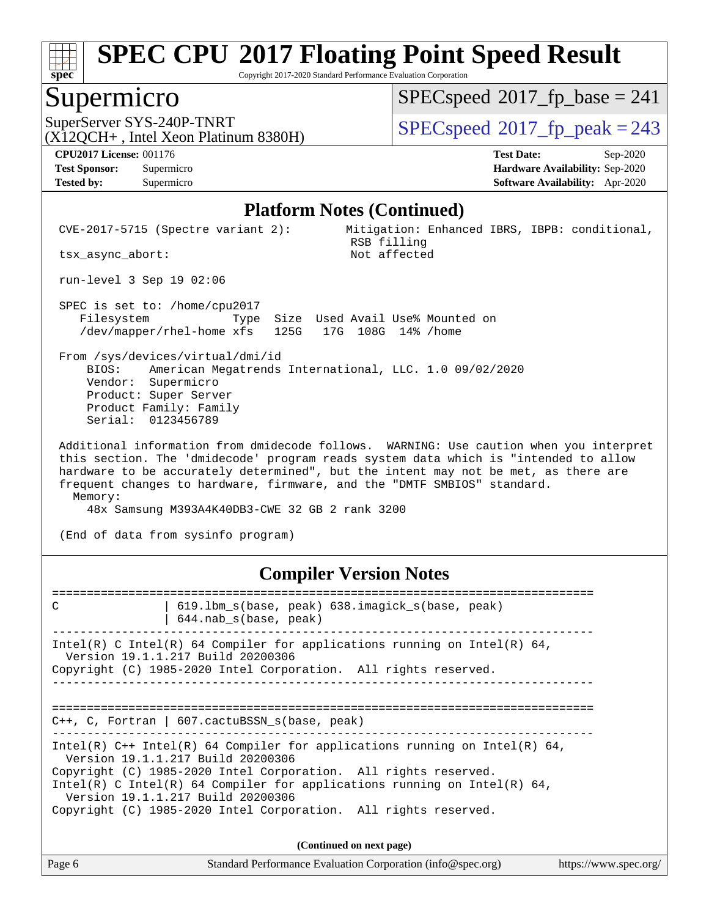## Platform Notes (Continued)

```
CVE-2017-5715 (Spectre variant 2):        Mitigation: Enhanced IBRS, IBPB: conditional,
                                           RSB filling
tsx_async_abort:                           Not affected

run-level 3 Sep 19 02:06

SPEC is set to: /home/cpu2017
   Filesystem            Type  Size  Used Avail Use% Mounted on
   /dev/mapper/rhel-home xfs   125G   17G  108G  14% /home

From /sys/devices/virtual/dmi/id
    BIOS:    American Megatrends International, LLC. 1.0 09/02/2020
    Vendor:  Supermicro
    Product: Super Server
    Product Family: Family
    Serial:  0123456789

Additional information from dmidecode follows.  WARNING: Use caution when you interpret
this section. The 'dmidecode' program reads system data which is "intended to allow
hardware to be accurately determined", but the intent may not be met, as there are
frequent changes to hardware, firmware, and the "DMTF SMBIOS" standard.
  Memory:
    48x Samsung M393A4K40DB3-CWE 32 GB 2 rank 3200

(End of data from sysinfo program)
```

## Compiler Version Notes

```
==============================================================================
C               | 619.lbm_s(base, peak) 638.imagick_s(base, peak)
                | 644.nab_s(base, peak)
------------------------------------------------------------------------------
Intel(R) C Intel(R) 64 Compiler for applications running on Intel(R) 64,
  Version 19.1.1.217 Build 20200306
Copyright (C) 1985-2020 Intel Corporation.  All rights reserved.
------------------------------------------------------------------------------

==============================================================================
C++, C, Fortran | 607.cactuBSSN_s(base, peak)
------------------------------------------------------------------------------
Intel(R) C++ Intel(R) 64 Compiler for applications running on Intel(R) 64,
  Version 19.1.1.217 Build 20200306
Copyright (C) 1985-2020 Intel Corporation.  All rights reserved.
Intel(R) C Intel(R) 64 Compiler for applications running on Intel(R) 64,
  Version 19.1.1.217 Build 20200306
Copyright (C) 1985-2020 Intel Corporation.  All rights reserved.
```

**(Continued on next page)**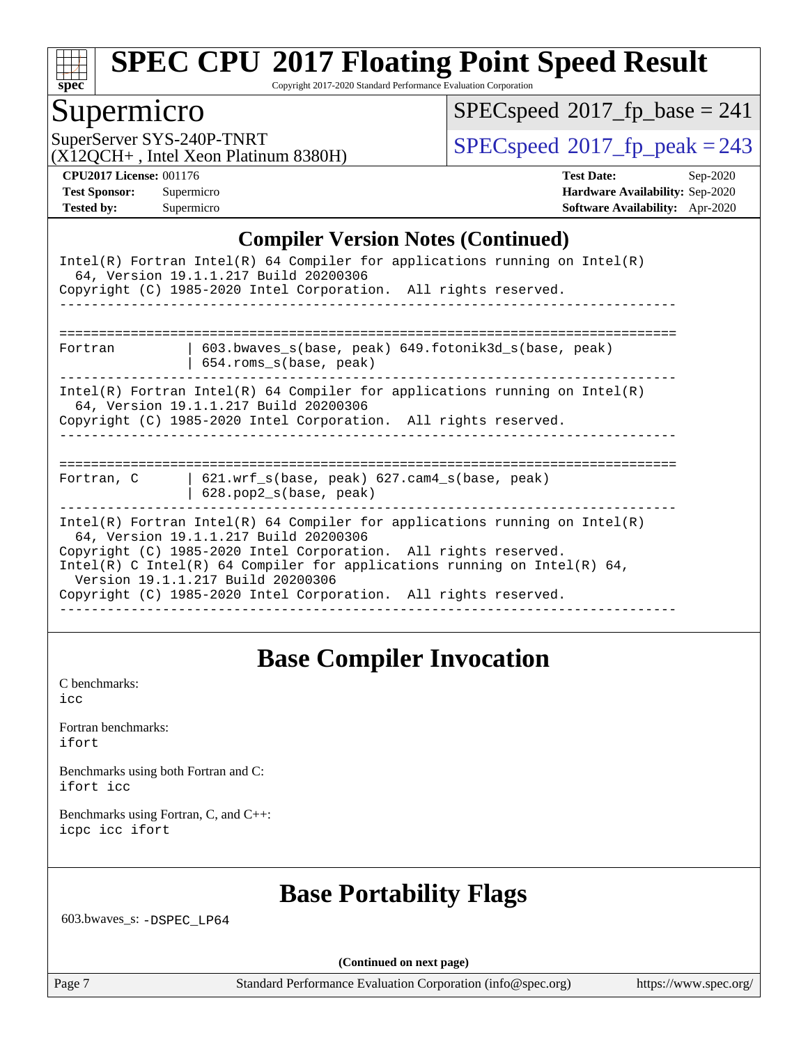## Compiler Version Notes (Continued)

```
Intel(R) Fortran Intel(R) 64 Compiler for applications running on Intel(R)
  64, Version 19.1.1.217 Build 20200306
Copyright (C) 1985-2020 Intel Corporation.  All rights reserved.
------------------------------------------------------------------------------

==============================================================================
Fortran         | 603.bwaves_s(base, peak) 649.fotonik3d_s(base, peak)
                | 654.roms_s(base, peak)
------------------------------------------------------------------------------
Intel(R) Fortran Intel(R) 64 Compiler for applications running on Intel(R)
  64, Version 19.1.1.217 Build 20200306
Copyright (C) 1985-2020 Intel Corporation.  All rights reserved.
------------------------------------------------------------------------------

==============================================================================
Fortran, C      | 621.wrf_s(base, peak) 627.cam4_s(base, peak)
                | 628.pop2_s(base, peak)
------------------------------------------------------------------------------
Intel(R) Fortran Intel(R) 64 Compiler for applications running on Intel(R)
  64, Version 19.1.1.217 Build 20200306
Copyright (C) 1985-2020 Intel Corporation.  All rights reserved.
Intel(R) C Intel(R) 64 Compiler for applications running on Intel(R) 64,
  Version 19.1.1.217 Build 20200306
Copyright (C) 1985-2020 Intel Corporation.  All rights reserved.
------------------------------------------------------------------------------
```

## Base Compiler Invocation

C benchmarks:
icc

Fortran benchmarks:
ifort

Benchmarks using both Fortran and C:
ifort icc

Benchmarks using Fortran, C, and C++:
icpc icc ifort

## Base Portability Flags

603.bwaves_s: -DSPEC_LP64

(Continued on next page)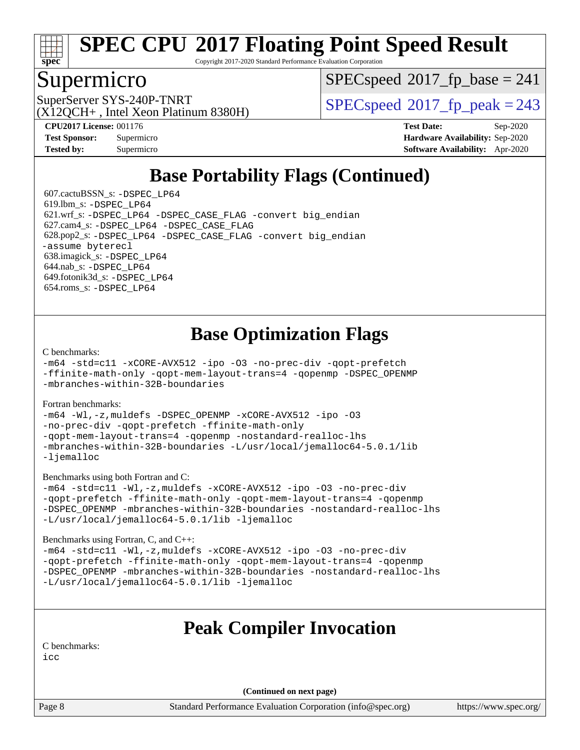# SPEC CPU 2017 Floating Point Speed Result

Copyright 2017-2020 Standard Performance Evaluation Corporation

## Supermicro

SuperServer SYS-240P-TNRT
(X12QCH+ , Intel Xeon Platinum 8380H)

SPECspeed 2017_fp_base = 241

SPECspeed 2017_fp_peak = 243

| | | | |
|---|---|---|---|
| **CPU2017 License:** | 001176 | **Test Date:** | Sep-2020 |
| **Test Sponsor:** | Supermicro | **Hardware Availability:** | Sep-2020 |
| **Tested by:** | Supermicro | **Software Availability:** | Apr-2020 |

## Base Portability Flags (Continued)

607.cactuBSSN_s: -DSPEC_LP64
619.lbm_s: -DSPEC_LP64
621.wrf_s: -DSPEC_LP64 -DSPEC_CASE_FLAG -convert big_endian
627.cam4_s: -DSPEC_LP64 -DSPEC_CASE_FLAG
628.pop2_s: -DSPEC_LP64 -DSPEC_CASE_FLAG -convert big_endian -assume byterecl
638.imagick_s: -DSPEC_LP64
644.nab_s: -DSPEC_LP64
649.fotonik3d_s: -DSPEC_LP64
654.roms_s: -DSPEC_LP64

## Base Optimization Flags

C benchmarks:

-m64 -std=c11 -xCORE-AVX512 -ipo -O3 -no-prec-div -qopt-prefetch -ffinite-math-only -qopt-mem-layout-trans=4 -qopenmp -DSPEC_OPENMP -mbranches-within-32B-boundaries

Fortran benchmarks:

-m64 -Wl,-z,muldefs -DSPEC_OPENMP -xCORE-AVX512 -ipo -O3 -no-prec-div -qopt-prefetch -ffinite-math-only -qopt-mem-layout-trans=4 -qopenmp -nostandard-realloc-lhs -mbranches-within-32B-boundaries -L/usr/local/jemalloc64-5.0.1/lib -ljemalloc

Benchmarks using both Fortran and C:

-m64 -std=c11 -Wl,-z,muldefs -xCORE-AVX512 -ipo -O3 -no-prec-div -qopt-prefetch -ffinite-math-only -qopt-mem-layout-trans=4 -qopenmp -DSPEC_OPENMP -mbranches-within-32B-boundaries -nostandard-realloc-lhs -L/usr/local/jemalloc64-5.0.1/lib -ljemalloc

Benchmarks using Fortran, C, and C++:

-m64 -std=c11 -Wl,-z,muldefs -xCORE-AVX512 -ipo -O3 -no-prec-div -qopt-prefetch -ffinite-math-only -qopt-mem-layout-trans=4 -qopenmp -DSPEC_OPENMP -mbranches-within-32B-boundaries -nostandard-realloc-lhs -L/usr/local/jemalloc64-5.0.1/lib -ljemalloc

## Peak Compiler Invocation

C benchmarks:

icc

**(Continued on next page)**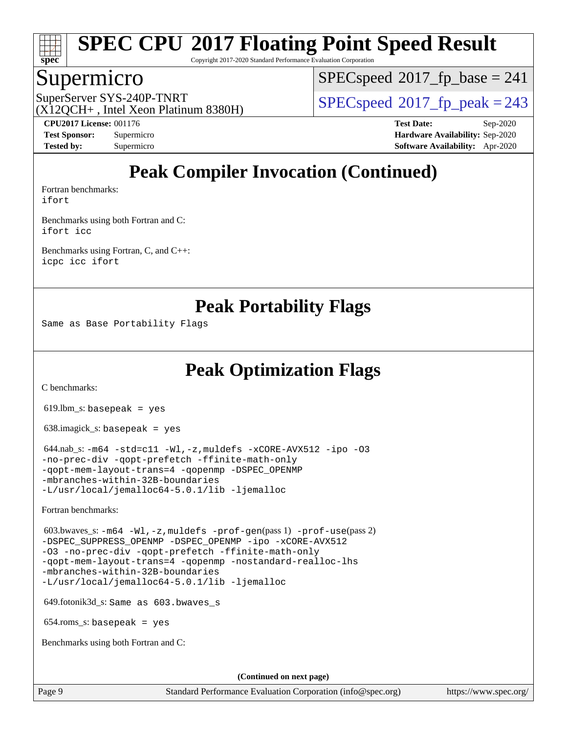# Peak Compiler Invocation (Continued)

Fortran benchmarks:
ifort

Benchmarks using both Fortran and C:
ifort icc

Benchmarks using Fortran, C, and C++:
icpc icc ifort

# Peak Portability Flags

Same as Base Portability Flags

# Peak Optimization Flags

C benchmarks:

619.lbm_s: basepeak = yes

638.imagick_s: basepeak = yes

644.nab_s: -m64 -std=c11 -Wl,-z,muldefs -xCORE-AVX512 -ipo -O3 -no-prec-div -qopt-prefetch -ffinite-math-only -qopt-mem-layout-trans=4 -qopenmp -DSPEC_OPENMP -mbranches-within-32B-boundaries -L/usr/local/jemalloc64-5.0.1/lib -ljemalloc

Fortran benchmarks:

603.bwaves_s: -m64 -Wl,-z,muldefs -prof-gen(pass 1) -prof-use(pass 2) -DSPEC_SUPPRESS_OPENMP -DSPEC_OPENMP -ipo -xCORE-AVX512 -O3 -no-prec-div -qopt-prefetch -ffinite-math-only -qopt-mem-layout-trans=4 -qopenmp -nostandard-realloc-lhs -mbranches-within-32B-boundaries -L/usr/local/jemalloc64-5.0.1/lib -ljemalloc

649.fotonik3d_s: Same as 603.bwaves_s

654.roms_s: basepeak = yes

Benchmarks using both Fortran and C:

(Continued on next page)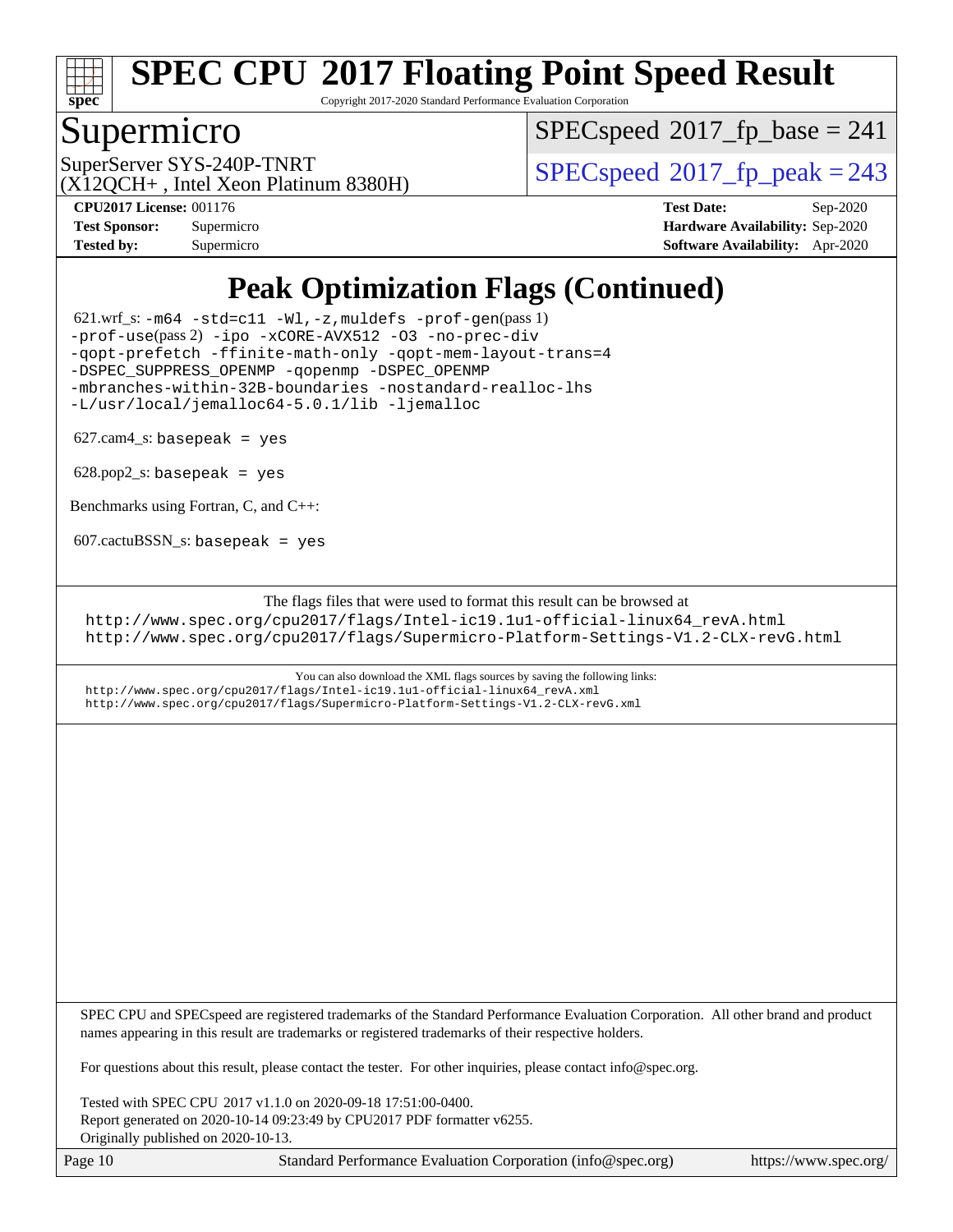# SPEC CPU 2017 Floating Point Speed Result

Copyright 2017-2020 Standard Performance Evaluation Corporation

## Supermicro

SuperServer SYS-240P-TNRT
(X12QCH+ , Intel Xeon Platinum 8380H)

SPECspeed 2017_fp_base = 241

SPECspeed 2017_fp_peak = 243

**CPU2017 License:** 001176
**Test Sponsor:** Supermicro
**Tested by:** Supermicro

**Test Date:** Sep-2020
**Hardware Availability:** Sep-2020
**Software Availability:** Apr-2020

## Peak Optimization Flags (Continued)

621.wrf_s: `-m64 -std=c11 -Wl,-z,muldefs -prof-gen`(pass 1) `-prof-use`(pass 2) `-ipo -xCORE-AVX512 -O3 -no-prec-div -qopt-prefetch -ffinite-math-only -qopt-mem-layout-trans=4 -DSPEC_SUPPRESS_OPENMP -qopenmp -DSPEC_OPENMP -mbranches-within-32B-boundaries -nostandard-realloc-lhs -L/usr/local/jemalloc64-5.0.1/lib -ljemalloc`

627.cam4_s: `basepeak = yes`

628.pop2_s: `basepeak = yes`

Benchmarks using Fortran, C, and C++:

607.cactuBSSN_s: `basepeak = yes`

The flags files that were used to format this result can be browsed at
http://www.spec.org/cpu2017/flags/Intel-ic19.1u1-official-linux64_revA.html
http://www.spec.org/cpu2017/flags/Supermicro-Platform-Settings-V1.2-CLX-revG.html

You can also download the XML flags sources by saving the following links:
http://www.spec.org/cpu2017/flags/Intel-ic19.1u1-official-linux64_revA.xml
http://www.spec.org/cpu2017/flags/Supermicro-Platform-Settings-V1.2-CLX-revG.xml

SPEC CPU and SPECspeed are registered trademarks of the Standard Performance Evaluation Corporation. All other brand and product names appearing in this result are trademarks or registered trademarks of their respective holders.

For questions about this result, please contact the tester. For other inquiries, please contact info@spec.org.

Tested with SPEC CPU 2017 v1.1.0 on 2020-09-18 17:51:00-0400.
Report generated on 2020-10-14 09:23:49 by CPU2017 PDF formatter v6255.
Originally published on 2020-10-13.